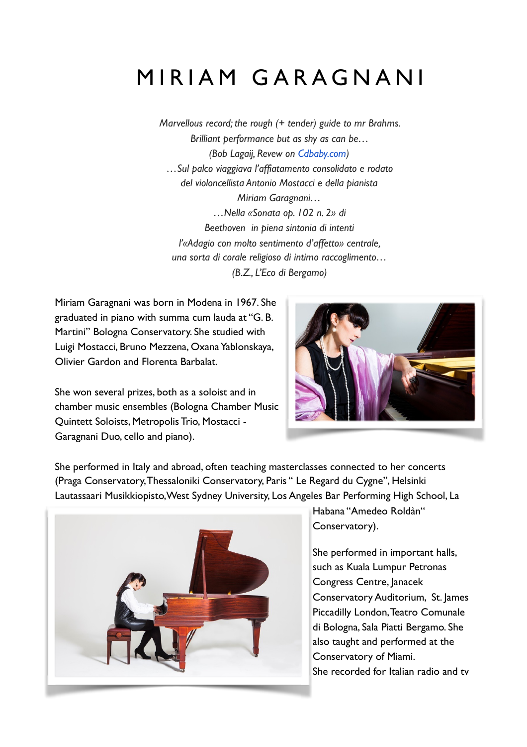# MIRIAM GARAGNANI

*Marvellous record; the rough (+ tender) guide to mr Brahms.*
*Brilliant performance but as shy as can be…*
*(Bob Lagaij, Revew on Cdbaby.com)*
*…Sul palco viaggiava l'affiatamento consolidato e rodato*
*del violoncellista Antonio Mostacci e della pianista*
*Miriam Garagnani…*
*…Nella «Sonata op. 102 n. 2» di*
*Beethoven in piena sintonia di intenti*
*l'«Adagio con molto sentimento d'affetto» centrale,*
*una sorta di corale religioso di intimo raccoglimento…*
*(B.Z., L'Eco di Bergamo)*

Miriam Garagnani was born in Modena in 1967. She graduated in piano with summa cum lauda at "G. B. Martini" Bologna Conservatory. She studied with Luigi Mostacci, Bruno Mezzena, Oxana Yablonskaya, Olivier Gardon and Florenta Barbalat.

She won several prizes, both as a soloist and in chamber music ensembles (Bologna Chamber Music Quintett Soloists, Metropolis Trio, Mostacci - Garagnani Duo, cello and piano).

She performed in Italy and abroad, often teaching masterclasses connected to her concerts (Praga Conservatory, Thessaloniki Conservatory, Paris " Le Regard du Cygne", Helsinki Lautassaari Musikkiopisto, West Sydney University, Los Angeles Bar Performing High School, La Habana "Amedeo Roldàn" Conservatory).

She performed in important halls, such as Kuala Lumpur Petronas Congress Centre, Janacek Conservatory Auditorium, St. James Piccadilly London, Teatro Comunale di Bologna, Sala Piatti Bergamo. She also taught and performed at the Conservatory of Miami.
She recorded for Italian radio and tv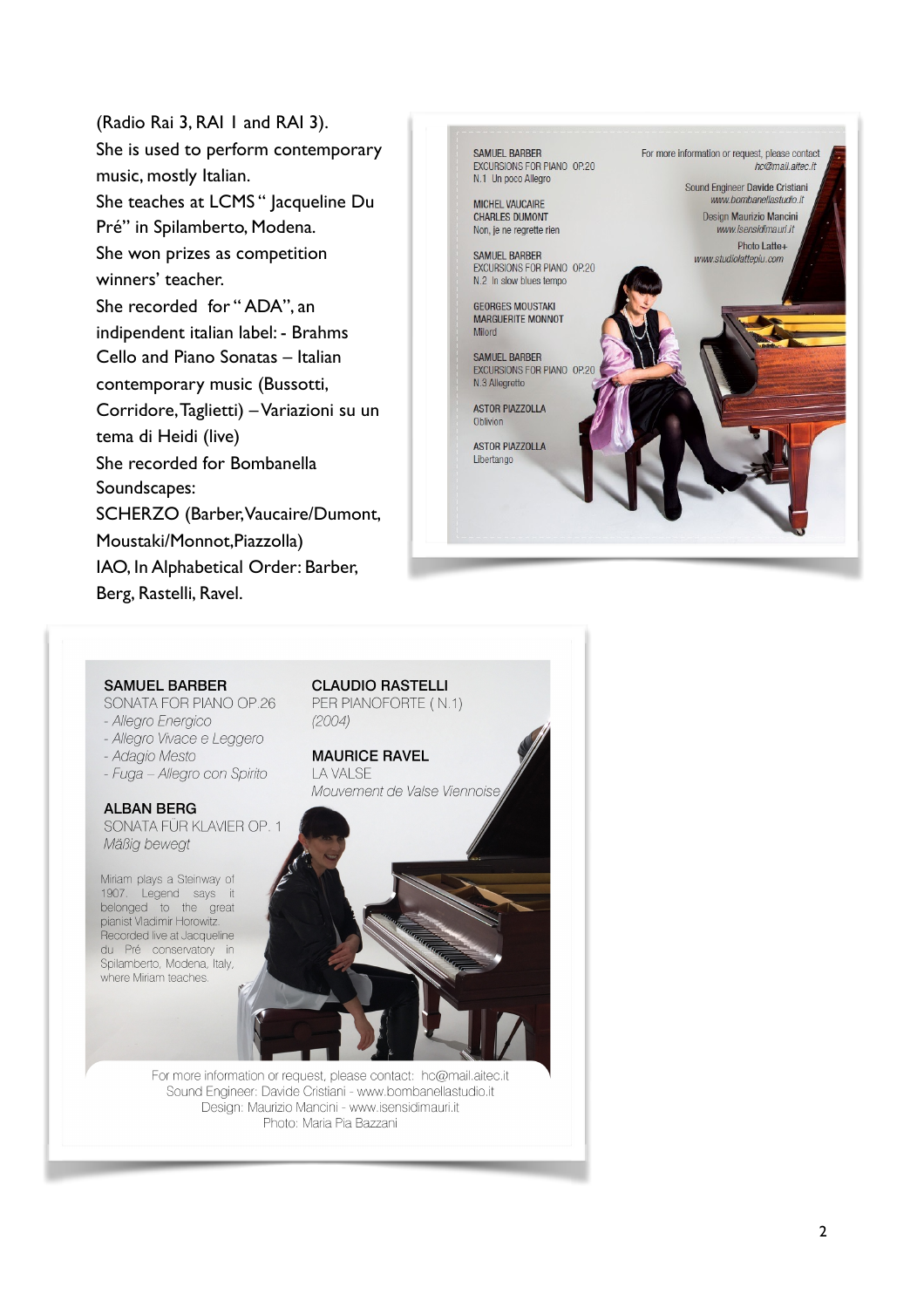(Radio Rai 3, RAI 1 and RAI 3).
She is used to perform contemporary music, mostly Italian.
She teaches at LCMS " Jacqueline Du Pré" in Spilamberto, Modena.
She won prizes as competition winners' teacher.
She recorded for " ADA", an independent italian label: - Brahms Cello and Piano Sonatas – Italian contemporary music (Bussotti, Corridore, Taglietti) – Variazioni su un tema di Heidi (live)
She recorded for Bombanella Soundscapes:
SCHERZO (Barber, Vaucaire/Dumont, Moustaki/Monnot, Piazzolla)
IAO, In Alphabetical Order: Barber, Berg, Rastelli, Ravel.

SAMUEL BARBER
EXCURSIONS FOR PIANO OP.20
N.1 Un poco Allegro

MICHEL VAUCAIRE
CHARLES DUMONT
Non, je ne regrette rien

SAMUEL BARBER
EXCURSIONS FOR PIANO OP.20
N.2 In slow blues tempo

GEORGES MOUSTAKI
MARGUERITE MONNOT
Milord

SAMUEL BARBER
EXCURSIONS FOR PIANO OP.20
N.3 Allegretto

ASTOR PIAZZOLLA
Oblivion

ASTOR PIAZZOLLA
Libertango

For more information or request, please contact
hc@mail.aitec.it

Sound Engineer Davide Cristiani
www.bombanellastudio.it

Design Maurizio Mancini
www.isensidimauri.it

Photo Latte+
www.studiolattepiu.com

SAMUEL BARBER
SONATA FOR PIANO OP.26
- *Allegro Energico*
- *Allegro Vivace e Leggero*
- *Adagio Mesto*
- *Fuga – Allegro con Spirito*

ALBAN BERG
SONATA FÜR KLAVIER OP. 1
*Mäßig bewegt*

CLAUDIO RASTELLI
PER PIANOFORTE ( N.1)
*(2004)*

MAURICE RAVEL
LA VALSE
*Mouvement de Valse Viennoise*

Miriam plays a Steinway of 1907. Legend says it belonged to the great pianist Vladimir Horowitz. Recorded live at Jacqueline du Pré conservatory in Spilamberto, Modena, Italy, where Miriam teaches.

For more information or request, please contact: hc@mail.aitec.it
Sound Engineer: Davide Cristiani - www.bombanellastudio.it
Design: Maurizio Mancini - www.isensidimauri.it
Photo: Maria Pia Bazzani